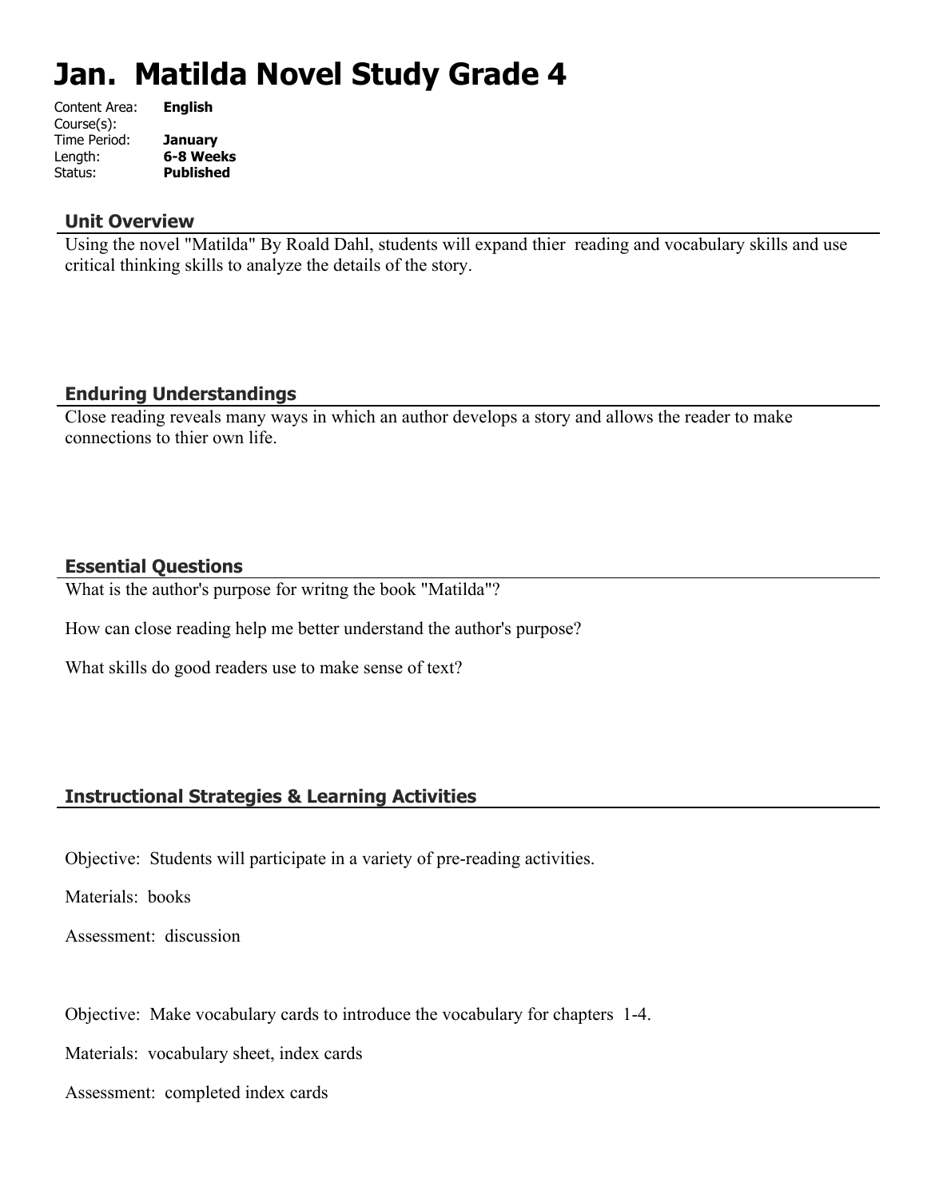# Jan. Matilda Novel Study Grade 4

Content Area: **English**
Course(s):
Time Period: **January**
Length: **6-8 Weeks**
Status: **Published**

## Unit Overview

Using the novel "Matilda" By Roald Dahl, students will expand thier reading and vocabulary skills and use critical thinking skills to analyze the details of the story.

## Enduring Understandings

Close reading reveals many ways in which an author develops a story and allows the reader to make connections to thier own life.

## Essential Questions

What is the author's purpose for writng the book "Matilda"?

How can close reading help me better understand the author's purpose?

What skills do good readers use to make sense of text?

## Instructional Strategies & Learning Activities

Objective: Students will participate in a variety of pre-reading activities.

Materials: books

Assessment: discussion

Objective: Make vocabulary cards to introduce the vocabulary for chapters 1-4.

Materials: vocabulary sheet, index cards

Assessment: completed index cards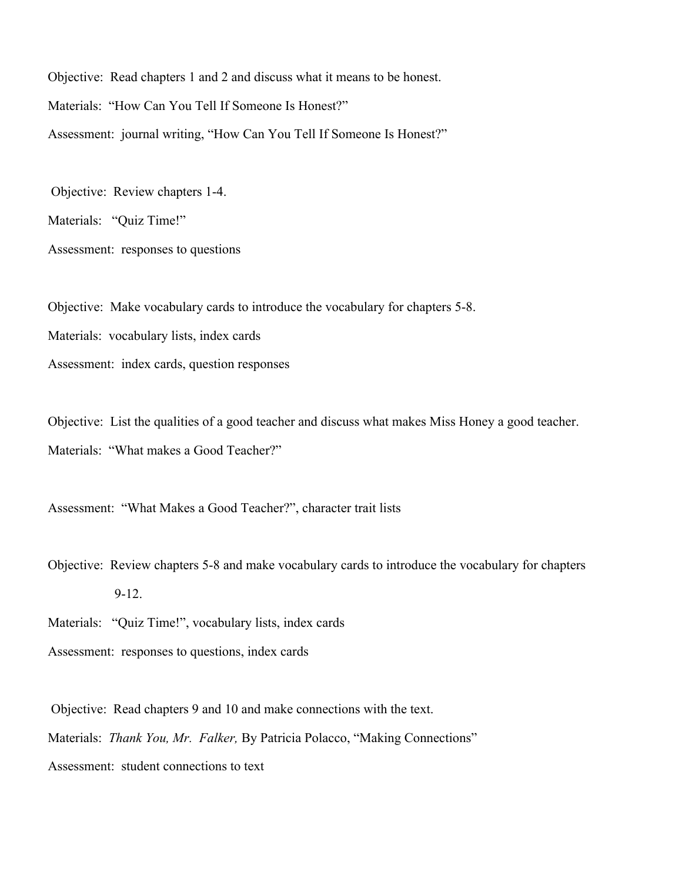Objective: Read chapters 1 and 2 and discuss what it means to be honest.

Materials: "How Can You Tell If Someone Is Honest?"

Assessment: journal writing, "How Can You Tell If Someone Is Honest?"

Objective: Review chapters 1-4.

Materials: "Quiz Time!"

Assessment: responses to questions

Objective: Make vocabulary cards to introduce the vocabulary for chapters 5-8.

Materials: vocabulary lists, index cards

Assessment: index cards, question responses

Objective: List the qualities of a good teacher and discuss what makes Miss Honey a good teacher.

Materials: "What makes a Good Teacher?"

Assessment: "What Makes a Good Teacher?", character trait lists

Objective: Review chapters 5-8 and make vocabulary cards to introduce the vocabulary for chapters 9-12.

Materials: "Quiz Time!", vocabulary lists, index cards

Assessment: responses to questions, index cards

Objective: Read chapters 9 and 10 and make connections with the text.

Materials: *Thank You, Mr. Falker,* By Patricia Polacco, "Making Connections"

Assessment: student connections to text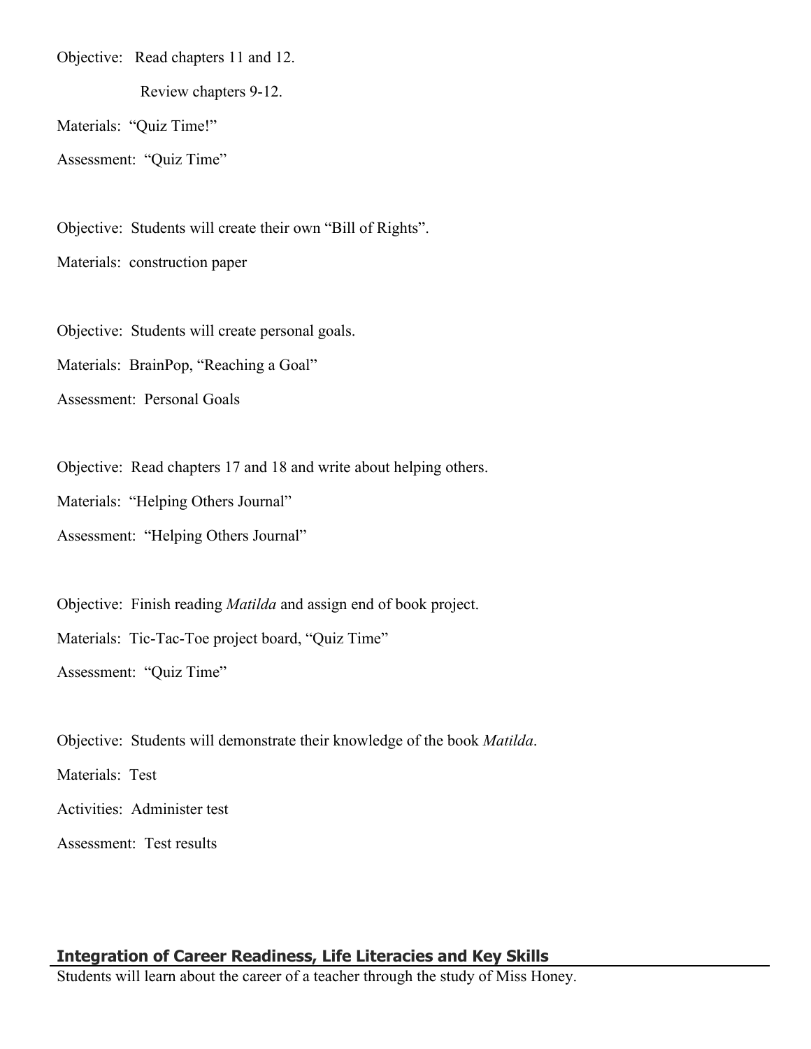Objective: Read chapters 11 and 12.

Review chapters 9-12.

Materials: "Quiz Time!"

Assessment: "Quiz Time"

Objective: Students will create their own "Bill of Rights".

Materials: construction paper

Objective: Students will create personal goals.

Materials: BrainPop, "Reaching a Goal"

Assessment: Personal Goals

Objective: Read chapters 17 and 18 and write about helping others.

Materials: "Helping Others Journal"

Assessment: "Helping Others Journal"

Objective: Finish reading *Matilda* and assign end of book project.

Materials: Tic-Tac-Toe project board, "Quiz Time"

Assessment: "Quiz Time"

Objective: Students will demonstrate their knowledge of the book *Matilda*.

Materials: Test

Activities: Administer test

Assessment: Test results

## Integration of Career Readiness, Life Literacies and Key Skills

Students will learn about the career of a teacher through the study of Miss Honey.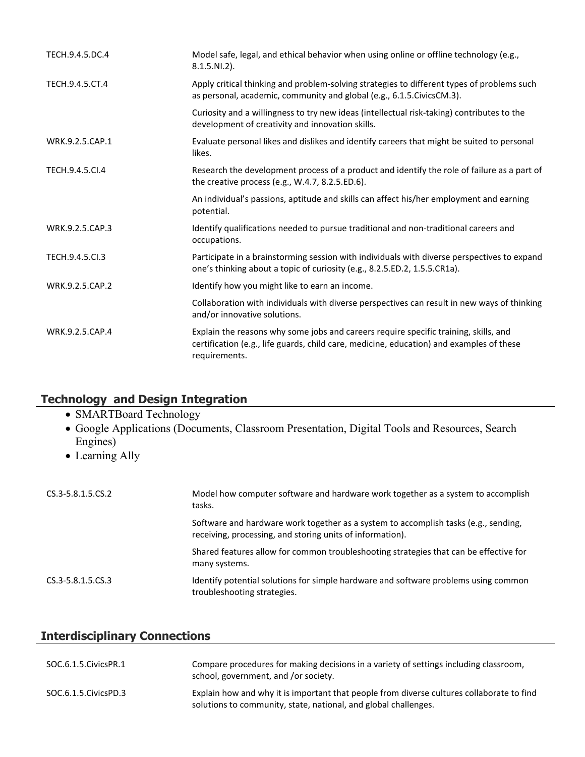| | |
|---|---|
| TECH.9.4.5.DC.4 | Model safe, legal, and ethical behavior when using online or offline technology (e.g., 8.1.5.NI.2). |
| TECH.9.4.5.CT.4 | Apply critical thinking and problem-solving strategies to different types of problems such as personal, academic, community and global (e.g., 6.1.5.CivicsCM.3). |
| | Curiosity and a willingness to try new ideas (intellectual risk-taking) contributes to the development of creativity and innovation skills. |
| WRK.9.2.5.CAP.1 | Evaluate personal likes and dislikes and identify careers that might be suited to personal likes. |
| TECH.9.4.5.CI.4 | Research the development process of a product and identify the role of failure as a part of the creative process (e.g., W.4.7, 8.2.5.ED.6). |
| | An individual's passions, aptitude and skills can affect his/her employment and earning potential. |
| WRK.9.2.5.CAP.3 | Identify qualifications needed to pursue traditional and non-traditional careers and occupations. |
| TECH.9.4.5.CI.3 | Participate in a brainstorming session with individuals with diverse perspectives to expand one's thinking about a topic of curiosity (e.g., 8.2.5.ED.2, 1.5.5.CR1a). |
| WRK.9.2.5.CAP.2 | Identify how you might like to earn an income. |
| | Collaboration with individuals with diverse perspectives can result in new ways of thinking and/or innovative solutions. |
| WRK.9.2.5.CAP.4 | Explain the reasons why some jobs and careers require specific training, skills, and certification (e.g., life guards, child care, medicine, education) and examples of these requirements. |

## Technology and Design Integration

- SMARTBoard Technology
- Google Applications (Documents, Classroom Presentation, Digital Tools and Resources, Search Engines)
- Learning Ally

| | |
|---|---|
| CS.3-5.8.1.5.CS.2 | Model how computer software and hardware work together as a system to accomplish tasks. |
| | Software and hardware work together as a system to accomplish tasks (e.g., sending, receiving, processing, and storing units of information). |
| | Shared features allow for common troubleshooting strategies that can be effective for many systems. |
| CS.3-5.8.1.5.CS.3 | Identify potential solutions for simple hardware and software problems using common troubleshooting strategies. |

## Interdisciplinary Connections

| | |
|---|---|
| SOC.6.1.5.CivicsPR.1 | Compare procedures for making decisions in a variety of settings including classroom, school, government, and /or society. |
| SOC.6.1.5.CivicsPD.3 | Explain how and why it is important that people from diverse cultures collaborate to find solutions to community, state, national, and global challenges. |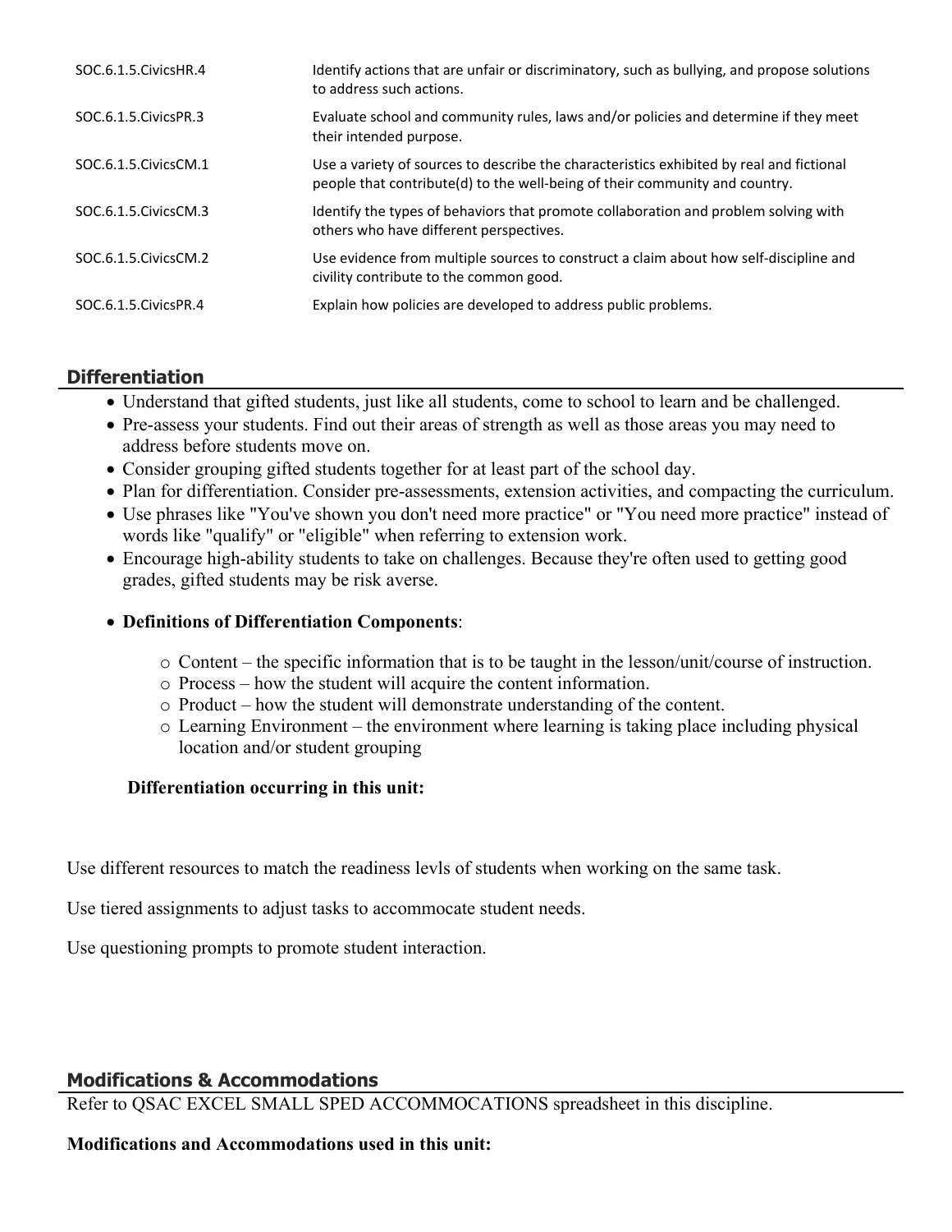| | |
|---|---|
| SOC.6.1.5.CivicsHR.4 | Identify actions that are unfair or discriminatory, such as bullying, and propose solutions to address such actions. |
| SOC.6.1.5.CivicsPR.3 | Evaluate school and community rules, laws and/or policies and determine if they meet their intended purpose. |
| SOC.6.1.5.CivicsCM.1 | Use a variety of sources to describe the characteristics exhibited by real and fictional people that contribute(d) to the well-being of their community and country. |
| SOC.6.1.5.CivicsCM.3 | Identify the types of behaviors that promote collaboration and problem solving with others who have different perspectives. |
| SOC.6.1.5.CivicsCM.2 | Use evidence from multiple sources to construct a claim about how self-discipline and civility contribute to the common good. |
| SOC.6.1.5.CivicsPR.4 | Explain how policies are developed to address public problems. |

## Differentiation

- Understand that gifted students, just like all students, come to school to learn and be challenged.
- Pre-assess your students. Find out their areas of strength as well as those areas you may need to address before students move on.
- Consider grouping gifted students together for at least part of the school day.
- Plan for differentiation. Consider pre-assessments, extension activities, and compacting the curriculum.
- Use phrases like "You've shown you don't need more practice" or "You need more practice" instead of words like "qualify" or "eligible" when referring to extension work.
- Encourage high-ability students to take on challenges. Because they're often used to getting good grades, gifted students may be risk averse.
- **Definitions of Differentiation Components**:
  - Content – the specific information that is to be taught in the lesson/unit/course of instruction.
  - Process – how the student will acquire the content information.
  - Product – how the student will demonstrate understanding of the content.
  - Learning Environment – the environment where learning is taking place including physical location and/or student grouping

**Differentiation occurring in this unit:**

Use different resources to match the readiness levls of students when working on the same task.

Use tiered assignments to adjust tasks to accommocate student needs.

Use questioning prompts to promote student interaction.

## Modifications & Accommodations

Refer to QSAC EXCEL SMALL SPED ACCOMMOCATIONS spreadsheet in this discipline.

**Modifications and Accommodations used in this unit:**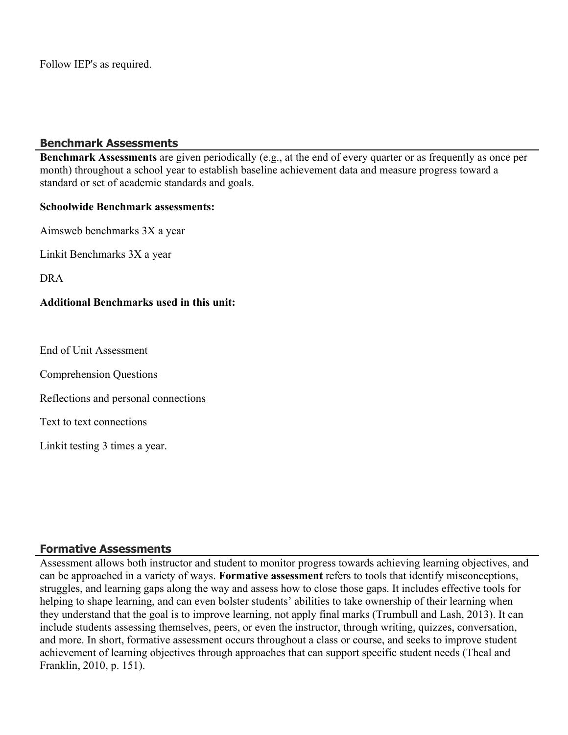Follow IEP's as required.

## Benchmark Assessments

**Benchmark Assessments** are given periodically (e.g., at the end of every quarter or as frequently as once per month) throughout a school year to establish baseline achievement data and measure progress toward a standard or set of academic standards and goals.

**Schoolwide Benchmark assessments:**

Aimsweb benchmarks 3X a year

Linkit Benchmarks 3X a year

DRA

**Additional Benchmarks used in this unit:**

End of Unit Assessment

Comprehension Questions

Reflections and personal connections

Text to text connections

Linkit testing 3 times a year.

## Formative Assessments

Assessment allows both instructor and student to monitor progress towards achieving learning objectives, and can be approached in a variety of ways. **Formative assessment** refers to tools that identify misconceptions, struggles, and learning gaps along the way and assess how to close those gaps. It includes effective tools for helping to shape learning, and can even bolster students' abilities to take ownership of their learning when they understand that the goal is to improve learning, not apply final marks (Trumbull and Lash, 2013). It can include students assessing themselves, peers, or even the instructor, through writing, quizzes, conversation, and more. In short, formative assessment occurs throughout a class or course, and seeks to improve student achievement of learning objectives through approaches that can support specific student needs (Theal and Franklin, 2010, p. 151).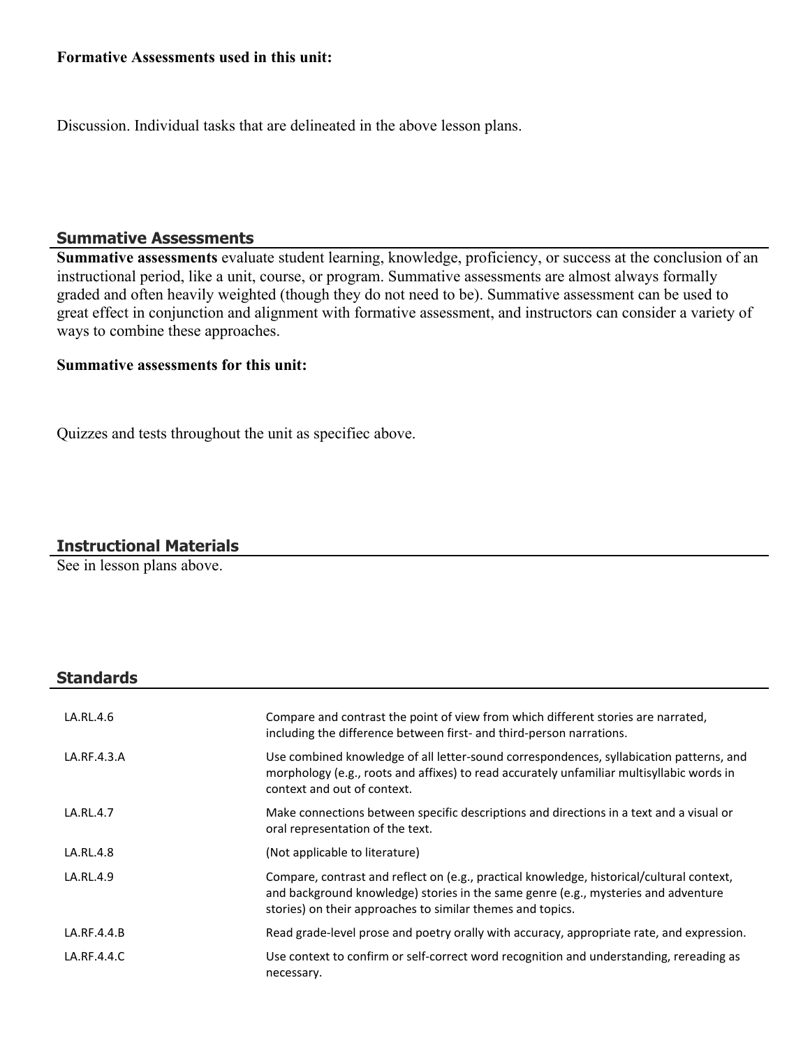**Formative Assessments used in this unit:**

Discussion. Individual tasks that are delineated in the above lesson plans.

## Summative Assessments

**Summative assessments** evaluate student learning, knowledge, proficiency, or success at the conclusion of an instructional period, like a unit, course, or program. Summative assessments are almost always formally graded and often heavily weighted (though they do not need to be). Summative assessment can be used to great effect in conjunction and alignment with formative assessment, and instructors can consider a variety of ways to combine these approaches.

**Summative assessments for this unit:**

Quizzes and tests throughout the unit as specifiec above.

## Instructional Materials

See in lesson plans above.

## Standards

| | |
|---|---|
| LA.RL.4.6 | Compare and contrast the point of view from which different stories are narrated, including the difference between first- and third-person narrations. |
| LA.RF.4.3.A | Use combined knowledge of all letter-sound correspondences, syllabication patterns, and morphology (e.g., roots and affixes) to read accurately unfamiliar multisyllabic words in context and out of context. |
| LA.RL.4.7 | Make connections between specific descriptions and directions in a text and a visual or oral representation of the text. |
| LA.RL.4.8 | (Not applicable to literature) |
| LA.RL.4.9 | Compare, contrast and reflect on (e.g., practical knowledge, historical/cultural context, and background knowledge) stories in the same genre (e.g., mysteries and adventure stories) on their approaches to similar themes and topics. |
| LA.RF.4.4.B | Read grade-level prose and poetry orally with accuracy, appropriate rate, and expression. |
| LA.RF.4.4.C | Use context to confirm or self-correct word recognition and understanding, rereading as necessary. |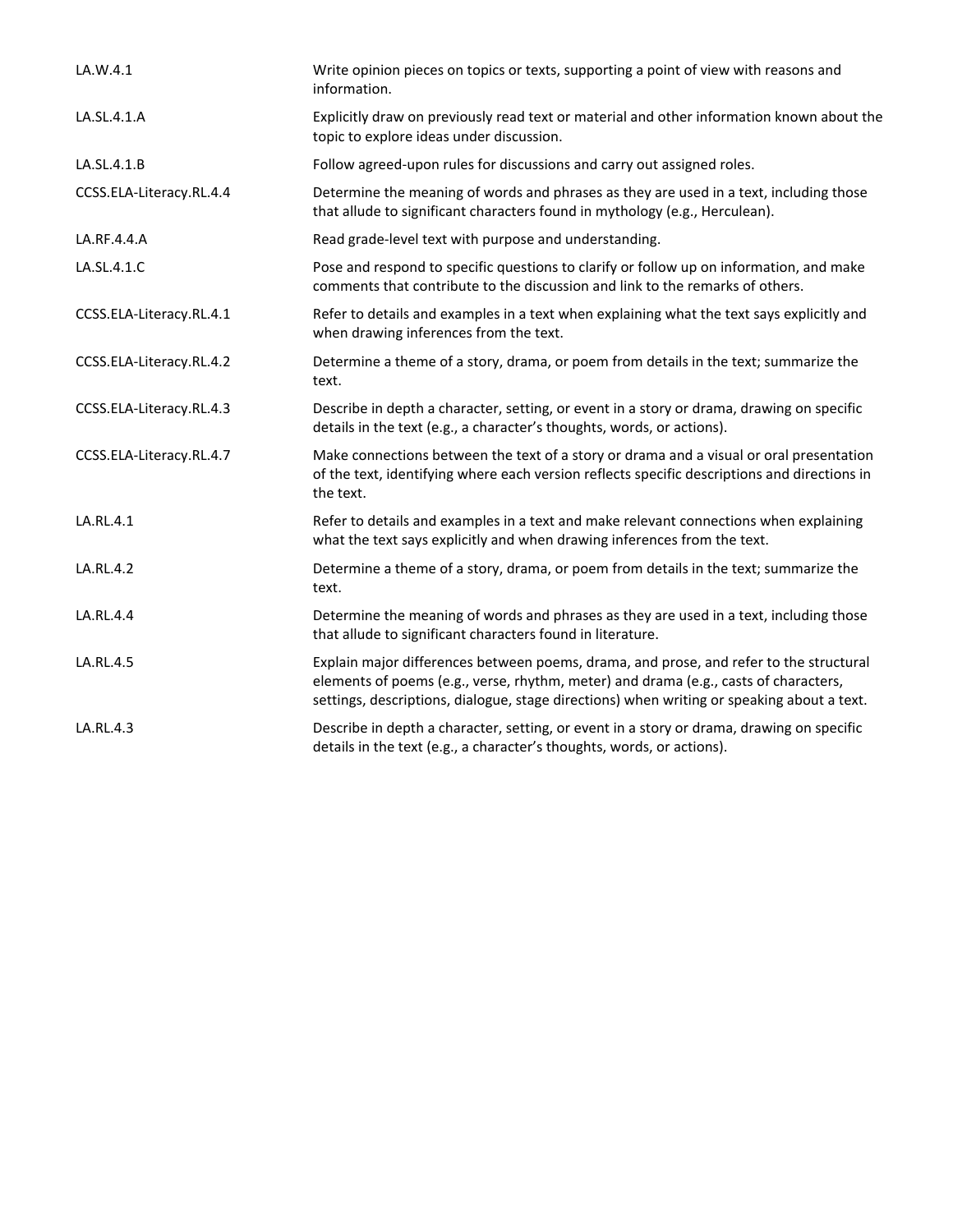| | |
|---|---|
| LA.W.4.1 | Write opinion pieces on topics or texts, supporting a point of view with reasons and information. |
| LA.SL.4.1.A | Explicitly draw on previously read text or material and other information known about the topic to explore ideas under discussion. |
| LA.SL.4.1.B | Follow agreed-upon rules for discussions and carry out assigned roles. |
| CCSS.ELA-Literacy.RL.4.4 | Determine the meaning of words and phrases as they are used in a text, including those that allude to significant characters found in mythology (e.g., Herculean). |
| LA.RF.4.4.A | Read grade-level text with purpose and understanding. |
| LA.SL.4.1.C | Pose and respond to specific questions to clarify or follow up on information, and make comments that contribute to the discussion and link to the remarks of others. |
| CCSS.ELA-Literacy.RL.4.1 | Refer to details and examples in a text when explaining what the text says explicitly and when drawing inferences from the text. |
| CCSS.ELA-Literacy.RL.4.2 | Determine a theme of a story, drama, or poem from details in the text; summarize the text. |
| CCSS.ELA-Literacy.RL.4.3 | Describe in depth a character, setting, or event in a story or drama, drawing on specific details in the text (e.g., a character's thoughts, words, or actions). |
| CCSS.ELA-Literacy.RL.4.7 | Make connections between the text of a story or drama and a visual or oral presentation of the text, identifying where each version reflects specific descriptions and directions in the text. |
| LA.RL.4.1 | Refer to details and examples in a text and make relevant connections when explaining what the text says explicitly and when drawing inferences from the text. |
| LA.RL.4.2 | Determine a theme of a story, drama, or poem from details in the text; summarize the text. |
| LA.RL.4.4 | Determine the meaning of words and phrases as they are used in a text, including those that allude to significant characters found in literature. |
| LA.RL.4.5 | Explain major differences between poems, drama, and prose, and refer to the structural elements of poems (e.g., verse, rhythm, meter) and drama (e.g., casts of characters, settings, descriptions, dialogue, stage directions) when writing or speaking about a text. |
| LA.RL.4.3 | Describe in depth a character, setting, or event in a story or drama, drawing on specific details in the text (e.g., a character's thoughts, words, or actions). |